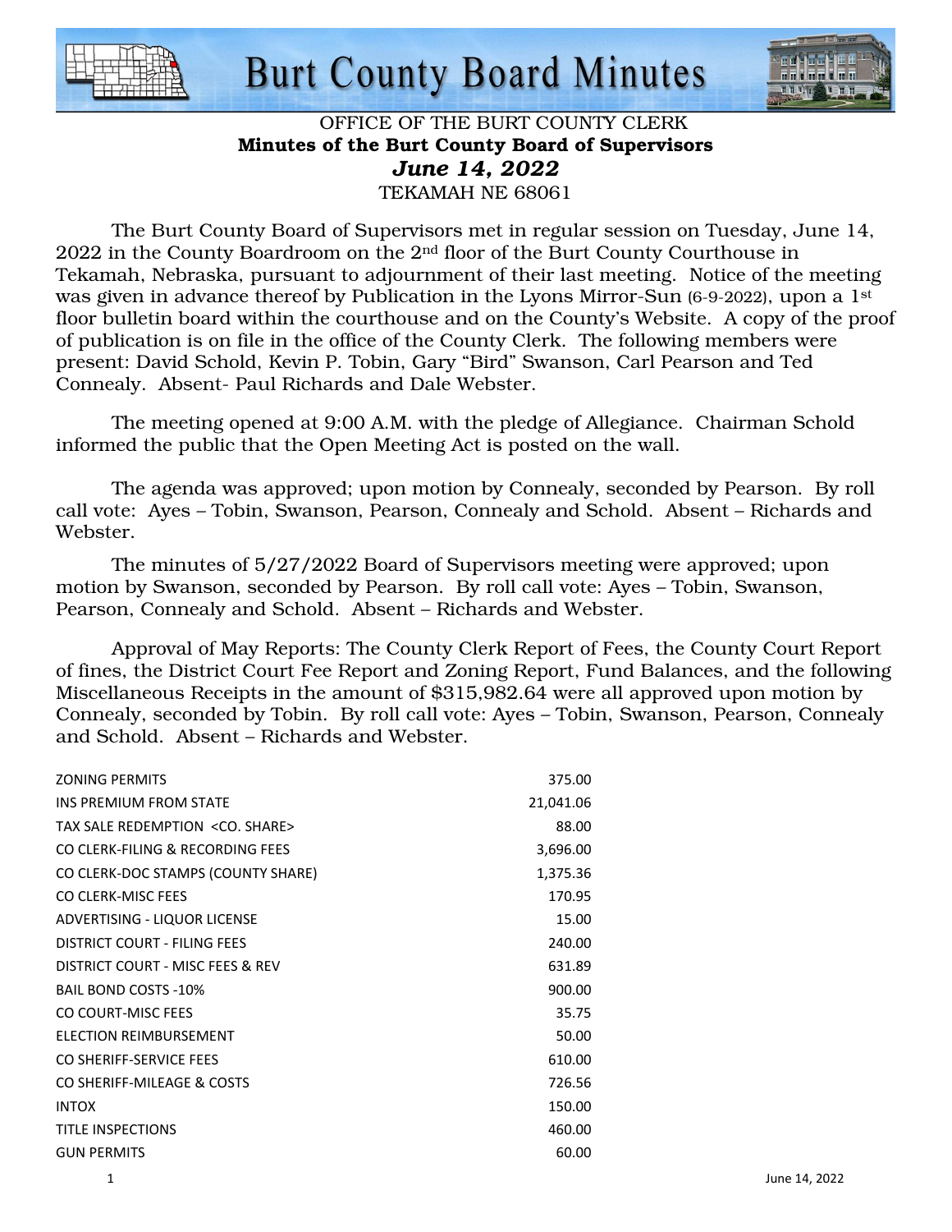# Burt County Board Minutes

OFFICE OF THE BURT COUNTY CLERK
**Minutes of the Burt County Board of Supervisors**
***June 14, 2022***
TEKAMAH NE 68061

The Burt County Board of Supervisors met in regular session on Tuesday, June 14, 2022 in the County Boardroom on the 2nd floor of the Burt County Courthouse in Tekamah, Nebraska, pursuant to adjournment of their last meeting. Notice of the meeting was given in advance thereof by Publication in the Lyons Mirror-Sun (6-9-2022), upon a 1st floor bulletin board within the courthouse and on the County's Website. A copy of the proof of publication is on file in the office of the County Clerk. The following members were present: David Schold, Kevin P. Tobin, Gary "Bird" Swanson, Carl Pearson and Ted Connealy. Absent- Paul Richards and Dale Webster.

The meeting opened at 9:00 A.M. with the pledge of Allegiance. Chairman Schold informed the public that the Open Meeting Act is posted on the wall.

The agenda was approved; upon motion by Connealy, seconded by Pearson. By roll call vote: Ayes – Tobin, Swanson, Pearson, Connealy and Schold. Absent – Richards and Webster.

The minutes of 5/27/2022 Board of Supervisors meeting were approved; upon motion by Swanson, seconded by Pearson. By roll call vote: Ayes – Tobin, Swanson, Pearson, Connealy and Schold. Absent – Richards and Webster.

Approval of May Reports: The County Clerk Report of Fees, the County Court Report of fines, the District Court Fee Report and Zoning Report, Fund Balances, and the following Miscellaneous Receipts in the amount of $315,982.64 were all approved upon motion by Connealy, seconded by Tobin. By roll call vote: Ayes – Tobin, Swanson, Pearson, Connealy and Schold. Absent – Richards and Webster.

| | |
|---|---|
| ZONING PERMITS | 375.00 |
| INS PREMIUM FROM STATE | 21,041.06 |
| TAX SALE REDEMPTION <CO. SHARE> | 88.00 |
| CO CLERK-FILING & RECORDING FEES | 3,696.00 |
| CO CLERK-DOC STAMPS (COUNTY SHARE) | 1,375.36 |
| CO CLERK-MISC FEES | 170.95 |
| ADVERTISING - LIQUOR LICENSE | 15.00 |
| DISTRICT COURT - FILING FEES | 240.00 |
| DISTRICT COURT - MISC FEES & REV | 631.89 |
| BAIL BOND COSTS -10% | 900.00 |
| CO COURT-MISC FEES | 35.75 |
| ELECTION REIMBURSEMENT | 50.00 |
| CO SHERIFF-SERVICE FEES | 610.00 |
| CO SHERIFF-MILEAGE & COSTS | 726.56 |
| INTOX | 150.00 |
| TITLE INSPECTIONS | 460.00 |
| GUN PERMITS | 60.00 |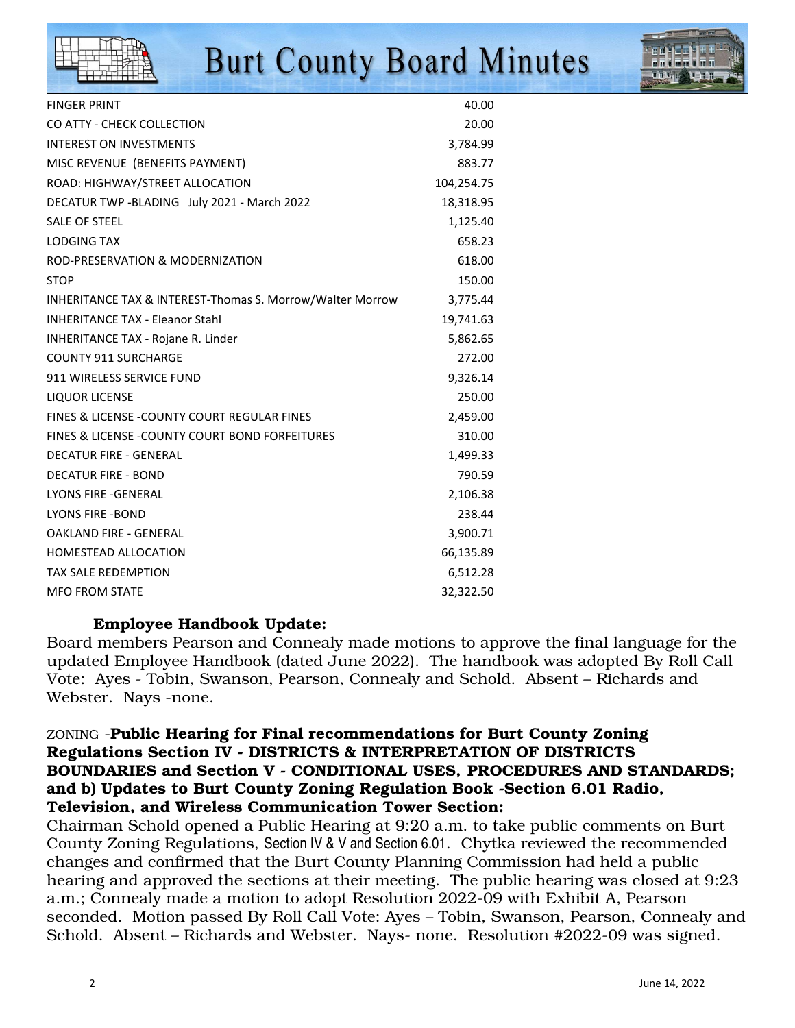| | |
|---|---|
| FINGER PRINT | 40.00 |
| CO ATTY - CHECK COLLECTION | 20.00 |
| INTEREST ON INVESTMENTS | 3,784.99 |
| MISC REVENUE (BENEFITS PAYMENT) | 883.77 |
| ROAD: HIGHWAY/STREET ALLOCATION | 104,254.75 |
| DECATUR TWP -BLADING July 2021 - March 2022 | 18,318.95 |
| SALE OF STEEL | 1,125.40 |
| LODGING TAX | 658.23 |
| ROD-PRESERVATION & MODERNIZATION | 618.00 |
| STOP | 150.00 |
| INHERITANCE TAX & INTEREST-Thomas S. Morrow/Walter Morrow | 3,775.44 |
| INHERITANCE TAX - Eleanor Stahl | 19,741.63 |
| INHERITANCE TAX - Rojane R. Linder | 5,862.65 |
| COUNTY 911 SURCHARGE | 272.00 |
| 911 WIRELESS SERVICE FUND | 9,326.14 |
| LIQUOR LICENSE | 250.00 |
| FINES & LICENSE -COUNTY COURT REGULAR FINES | 2,459.00 |
| FINES & LICENSE -COUNTY COURT BOND FORFEITURES | 310.00 |
| DECATUR FIRE - GENERAL | 1,499.33 |
| DECATUR FIRE - BOND | 790.59 |
| LYONS FIRE -GENERAL | 2,106.38 |
| LYONS FIRE -BOND | 238.44 |
| OAKLAND FIRE - GENERAL | 3,900.71 |
| HOMESTEAD ALLOCATION | 66,135.89 |
| TAX SALE REDEMPTION | 6,512.28 |
| MFO FROM STATE | 32,322.50 |

**Employee Handbook Update:**

Board members Pearson and Connealy made motions to approve the final language for the updated Employee Handbook (dated June 2022). The handbook was adopted By Roll Call Vote: Ayes - Tobin, Swanson, Pearson, Connealy and Schold. Absent – Richards and Webster. Nays -none.

ZONING -**Public Hearing for Final recommendations for Burt County Zoning Regulations Section IV - DISTRICTS & INTERPRETATION OF DISTRICTS BOUNDARIES and Section V - CONDITIONAL USES, PROCEDURES AND STANDARDS; and b) Updates to Burt County Zoning Regulation Book -Section 6.01 Radio, Television, and Wireless Communication Tower Section:**

Chairman Schold opened a Public Hearing at 9:20 a.m. to take public comments on Burt County Zoning Regulations, Section IV & V and Section 6.01. Chytka reviewed the recommended changes and confirmed that the Burt County Planning Commission had held a public hearing and approved the sections at their meeting. The public hearing was closed at 9:23 a.m.; Connealy made a motion to adopt Resolution 2022-09 with Exhibit A, Pearson seconded. Motion passed By Roll Call Vote: Ayes – Tobin, Swanson, Pearson, Connealy and Schold. Absent – Richards and Webster. Nays- none. Resolution #2022-09 was signed.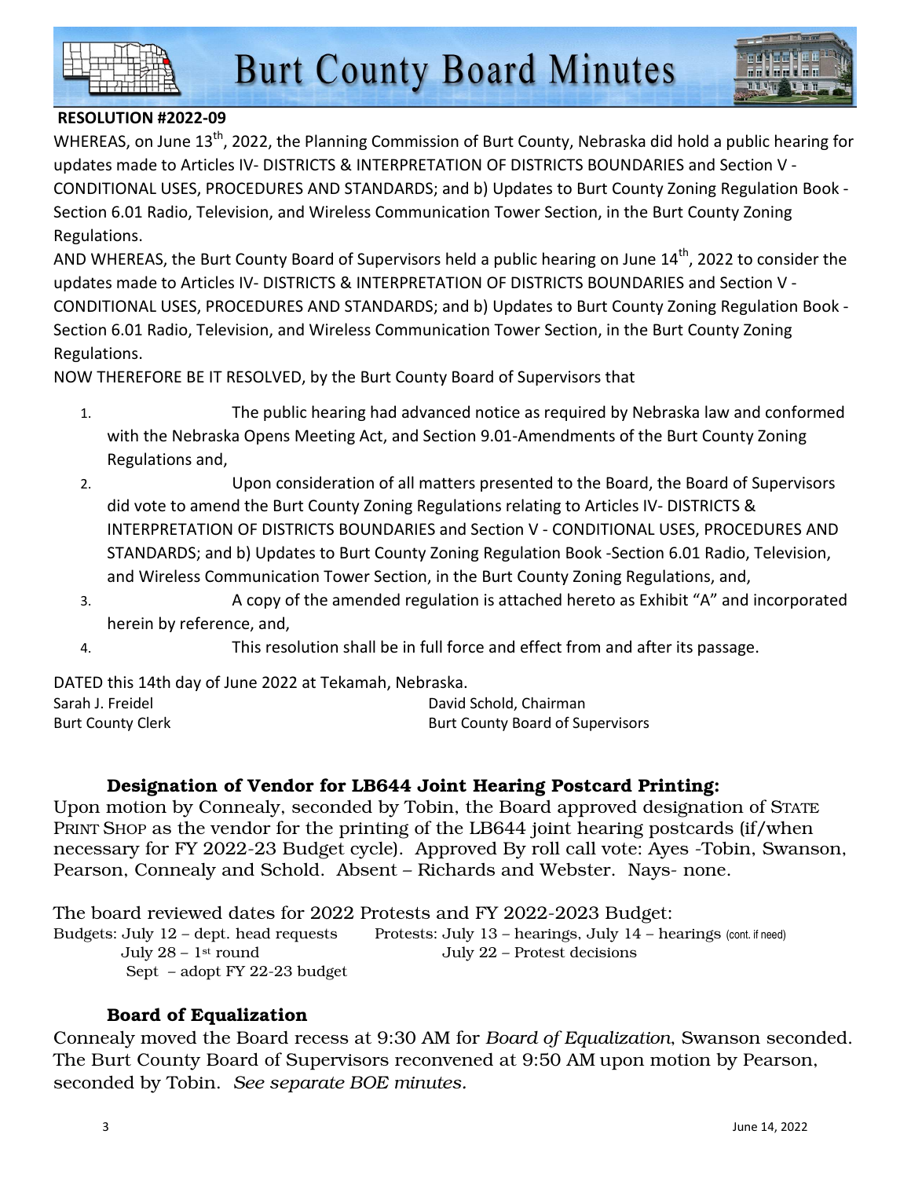**RESOLUTION #2022-09**

WHEREAS, on June 13th, 2022, the Planning Commission of Burt County, Nebraska did hold a public hearing for updates made to Articles IV- DISTRICTS & INTERPRETATION OF DISTRICTS BOUNDARIES and Section V - CONDITIONAL USES, PROCEDURES AND STANDARDS; and b) Updates to Burt County Zoning Regulation Book - Section 6.01 Radio, Television, and Wireless Communication Tower Section, in the Burt County Zoning Regulations.

AND WHEREAS, the Burt County Board of Supervisors held a public hearing on June 14th, 2022 to consider the updates made to Articles IV- DISTRICTS & INTERPRETATION OF DISTRICTS BOUNDARIES and Section V - CONDITIONAL USES, PROCEDURES AND STANDARDS; and b) Updates to Burt County Zoning Regulation Book - Section 6.01 Radio, Television, and Wireless Communication Tower Section, in the Burt County Zoning Regulations.

NOW THEREFORE BE IT RESOLVED, by the Burt County Board of Supervisors that

1. The public hearing had advanced notice as required by Nebraska law and conformed with the Nebraska Opens Meeting Act, and Section 9.01-Amendments of the Burt County Zoning Regulations and,
2. Upon consideration of all matters presented to the Board, the Board of Supervisors did vote to amend the Burt County Zoning Regulations relating to Articles IV- DISTRICTS & INTERPRETATION OF DISTRICTS BOUNDARIES and Section V - CONDITIONAL USES, PROCEDURES AND STANDARDS; and b) Updates to Burt County Zoning Regulation Book -Section 6.01 Radio, Television, and Wireless Communication Tower Section, in the Burt County Zoning Regulations, and,
3. A copy of the amended regulation is attached hereto as Exhibit "A" and incorporated herein by reference, and,
4. This resolution shall be in full force and effect from and after its passage.

DATED this 14th day of June 2022 at Tekamah, Nebraska.

Sarah J. Freidel
Burt County Clerk

David Schold, Chairman
Burt County Board of Supervisors

### Designation of Vendor for LB644 Joint Hearing Postcard Printing:

Upon motion by Connealy, seconded by Tobin, the Board approved designation of STATE PRINT SHOP as the vendor for the printing of the LB644 joint hearing postcards (if/when necessary for FY 2022-23 Budget cycle). Approved By roll call vote: Ayes -Tobin, Swanson, Pearson, Connealy and Schold. Absent – Richards and Webster. Nays- none.

The board reviewed dates for 2022 Protests and FY 2022-2023 Budget:

| Budgets: | Protests: |
|---|---|
| July 12 – dept. head requests | July 13 – hearings, July 14 – hearings (cont. if need) |
| July 28 – 1st round | July 22 – Protest decisions |
| Sept – adopt FY 22-23 budget | |

### Board of Equalization

Connealy moved the Board recess at 9:30 AM for *Board of Equalization*, Swanson seconded. The Burt County Board of Supervisors reconvened at 9:50 AM upon motion by Pearson, seconded by Tobin. *See separate BOE minutes.*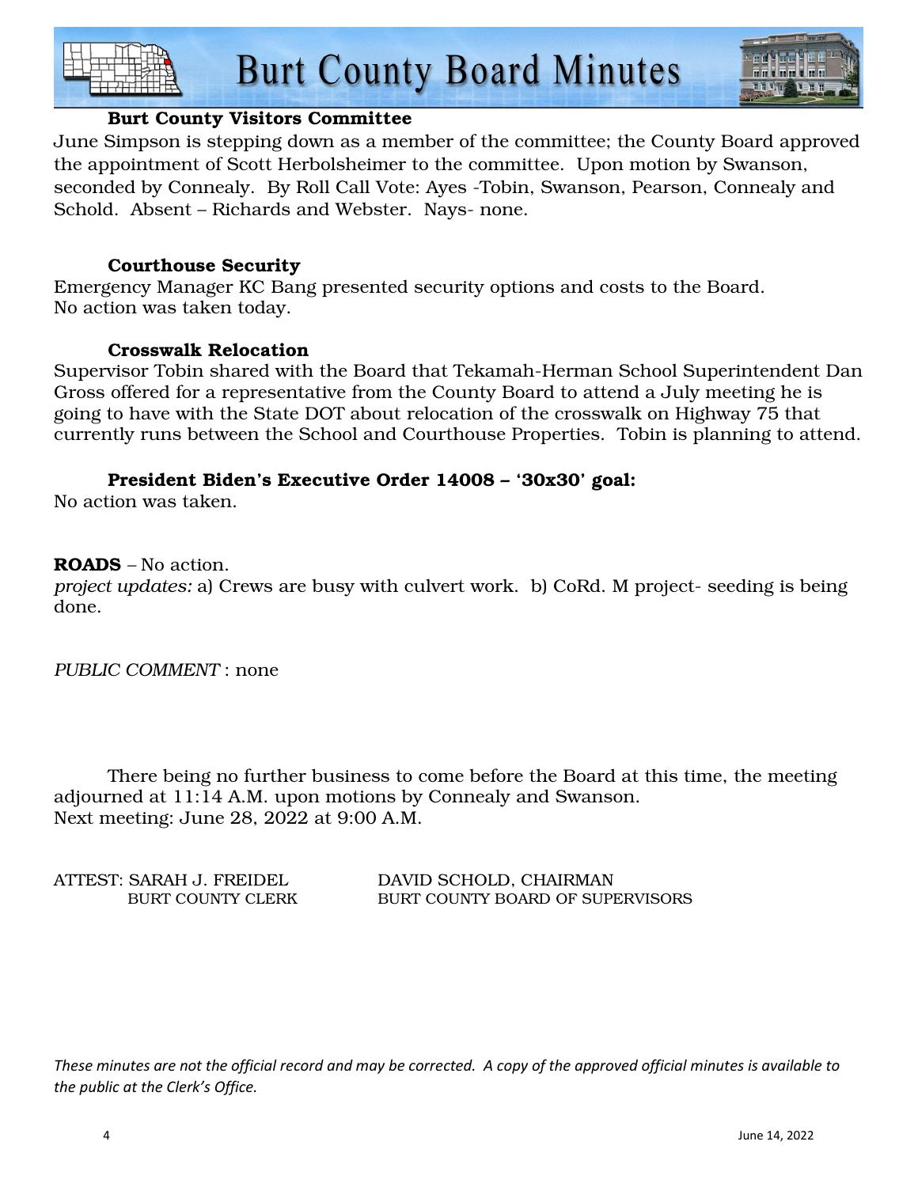**Burt County Visitors Committee**

June Simpson is stepping down as a member of the committee; the County Board approved the appointment of Scott Herbolsheimer to the committee. Upon motion by Swanson, seconded by Connealy. By Roll Call Vote: Ayes -Tobin, Swanson, Pearson, Connealy and Schold. Absent – Richards and Webster. Nays- none.

**Courthouse Security**

Emergency Manager KC Bang presented security options and costs to the Board. No action was taken today.

**Crosswalk Relocation**

Supervisor Tobin shared with the Board that Tekamah-Herman School Superintendent Dan Gross offered for a representative from the County Board to attend a July meeting he is going to have with the State DOT about relocation of the crosswalk on Highway 75 that currently runs between the School and Courthouse Properties. Tobin is planning to attend.

**President Biden's Executive Order 14008 – '30x30' goal:**

No action was taken.

**ROADS** – No action.

*project updates:* a) Crews are busy with culvert work. b) CoRd. M project- seeding is being done.

*PUBLIC COMMENT* : none

There being no further business to come before the Board at this time, the meeting adjourned at 11:14 A.M. upon motions by Connealy and Swanson.

Next meeting: June 28, 2022 at 9:00 A.M.

ATTEST: SARAH J. FREIDEL
BURT COUNTY CLERK

DAVID SCHOLD, CHAIRMAN
BURT COUNTY BOARD OF SUPERVISORS

*These minutes are not the official record and may be corrected. A copy of the approved official minutes is available to the public at the Clerk's Office.*